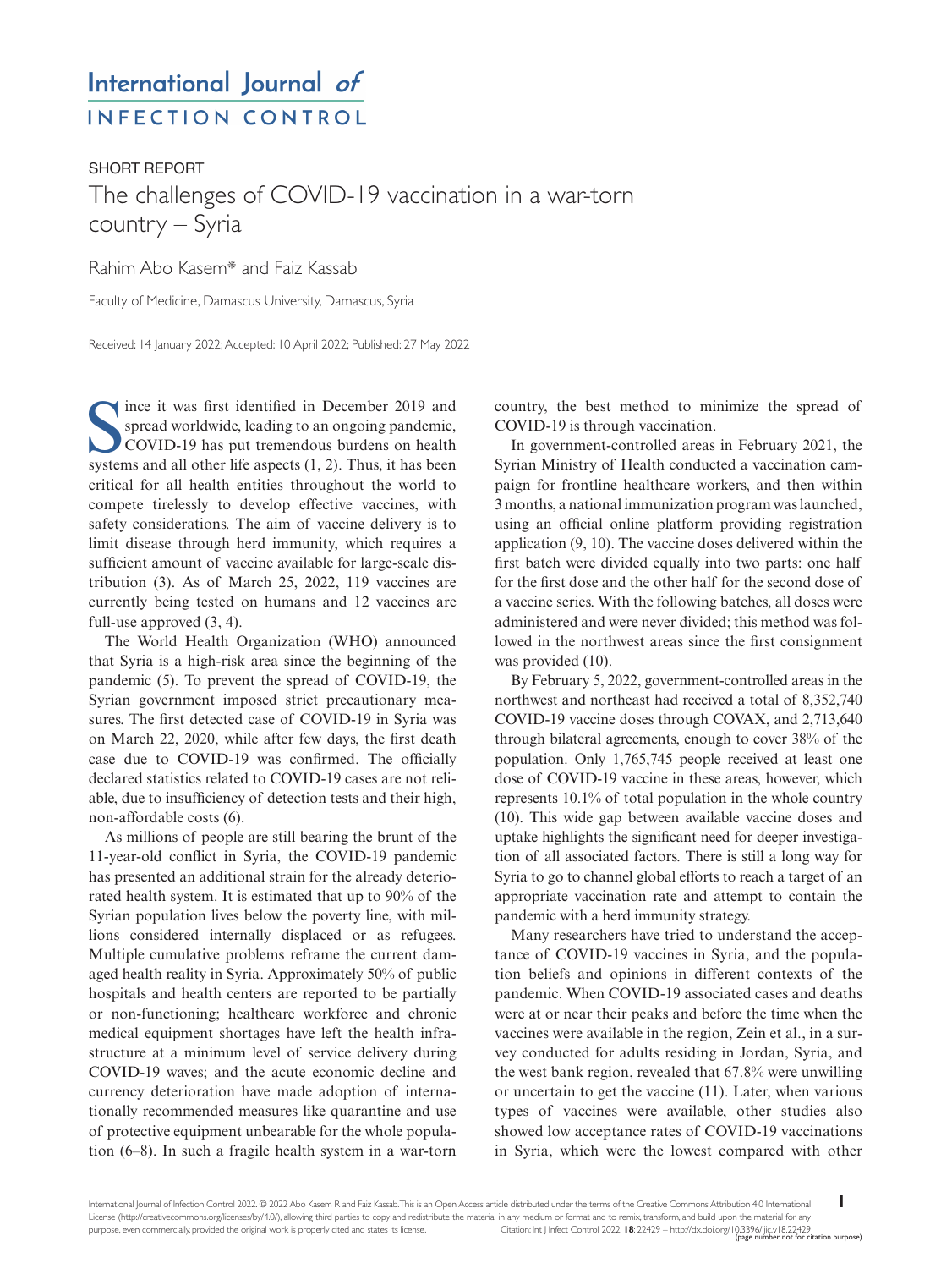# International Journal *of* INFECTION CONTROL

SHORT REPORT

## The challenges of COVID-19 vaccination in a war-torn country – Syria

Rahim Abo Kasem* and Faiz Kassab

Faculty of Medicine, Damascus University, Damascus, Syria

Received: 14 January 2022; Accepted: 10 April 2022; Published: 27 May 2022

Since it was first identified in December 2019 and spread worldwide, leading to an ongoing pandemic, COVID-19 has put tremendous burdens on health systems and all other life aspects (1, 2). Thus, it has been critical for all health entities throughout the world to compete tirelessly to develop effective vaccines, with safety considerations. The aim of vaccine delivery is to limit disease through herd immunity, which requires a sufficient amount of vaccine available for large-scale distribution (3). As of March 25, 2022, 119 vaccines are currently being tested on humans and 12 vaccines are full-use approved (3, 4).

The World Health Organization (WHO) announced that Syria is a high-risk area since the beginning of the pandemic (5). To prevent the spread of COVID-19, the Syrian government imposed strict precautionary measures. The first detected case of COVID-19 in Syria was on March 22, 2020, while after few days, the first death case due to COVID-19 was confirmed. The officially declared statistics related to COVID-19 cases are not reliable, due to insufficiency of detection tests and their high, non-affordable costs (6).

As millions of people are still bearing the brunt of the 11-year-old conflict in Syria, the COVID-19 pandemic has presented an additional strain for the already deteriorated health system. It is estimated that up to 90% of the Syrian population lives below the poverty line, with millions considered internally displaced or as refugees. Multiple cumulative problems reframe the current damaged health reality in Syria. Approximately 50% of public hospitals and health centers are reported to be partially or non-functioning; healthcare workforce and chronic medical equipment shortages have left the health infrastructure at a minimum level of service delivery during COVID-19 waves; and the acute economic decline and currency deterioration have made adoption of internationally recommended measures like quarantine and use of protective equipment unbearable for the whole population (6–8). In such a fragile health system in a war-torn country, the best method to minimize the spread of COVID-19 is through vaccination.

In government-controlled areas in February 2021, the Syrian Ministry of Health conducted a vaccination campaign for frontline healthcare workers, and then within 3 months, a national immunization program was launched, using an official online platform providing registration application (9, 10). The vaccine doses delivered within the first batch were divided equally into two parts: one half for the first dose and the other half for the second dose of a vaccine series. With the following batches, all doses were administered and were never divided; this method was followed in the northwest areas since the first consignment was provided (10).

By February 5, 2022, government-controlled areas in the northwest and northeast had received a total of 8,352,740 COVID-19 vaccine doses through COVAX, and 2,713,640 through bilateral agreements, enough to cover 38% of the population. Only 1,765,745 people received at least one dose of COVID-19 vaccine in these areas, however, which represents 10.1% of total population in the whole country (10). This wide gap between available vaccine doses and uptake highlights the significant need for deeper investigation of all associated factors. There is still a long way for Syria to go to channel global efforts to reach a target of an appropriate vaccination rate and attempt to contain the pandemic with a herd immunity strategy.

Many researchers have tried to understand the acceptance of COVID-19 vaccines in Syria, and the population beliefs and opinions in different contexts of the pandemic. When COVID-19 associated cases and deaths were at or near their peaks and before the time when the vaccines were available in the region, Zein et al., in a survey conducted for adults residing in Jordan, Syria, and the west bank region, revealed that 67.8% were unwilling or uncertain to get the vaccine (11). Later, when various types of vaccines were available, other studies also showed low acceptance rates of COVID-19 vaccinations in Syria, which were the lowest compared with other

International Journal of Infection Control 2022. © 2022 Abo Kasem R and Faiz Kassab. This is an Open Access article distributed under the terms of the Creative Commons Attribution 4.0 International License (http://creativecommons.org/licenses/by/4.0/), allowing third parties to copy and redistribute the material in any medium or format and to remix, transform, and build upon the material for any purpose, even commercially, provided the original work is properly cited and states its license.

Citation: Int J Infect Control 2022, **18**: 22429 – http://dx.doi.org/10.3396/ijic.v18.22429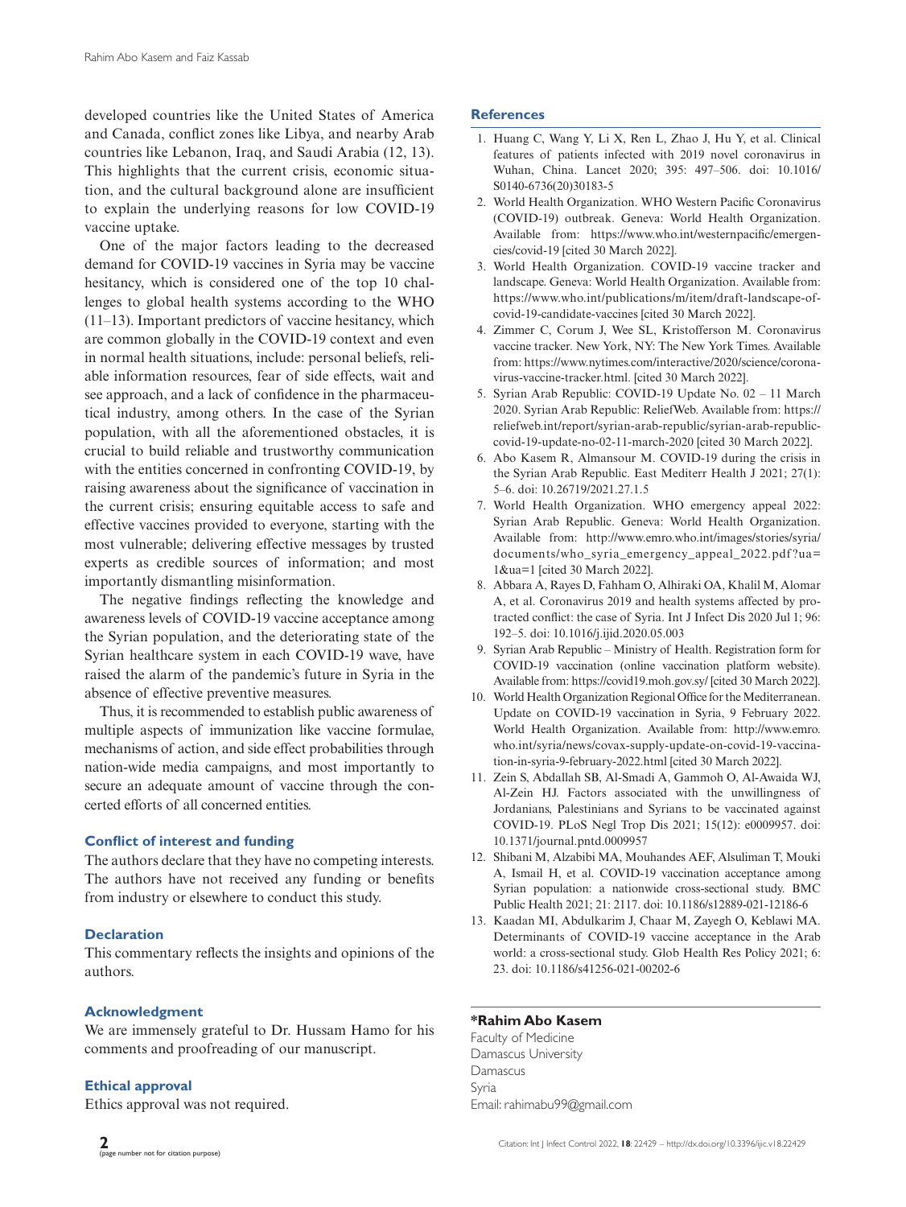developed countries like the United States of America and Canada, conflict zones like Libya, and nearby Arab countries like Lebanon, Iraq, and Saudi Arabia (12, 13). This highlights that the current crisis, economic situation, and the cultural background alone are insufficient to explain the underlying reasons for low COVID-19 vaccine uptake.

One of the major factors leading to the decreased demand for COVID-19 vaccines in Syria may be vaccine hesitancy, which is considered one of the top 10 challenges to global health systems according to the WHO (11–13). Important predictors of vaccine hesitancy, which are common globally in the COVID-19 context and even in normal health situations, include: personal beliefs, reliable information resources, fear of side effects, wait and see approach, and a lack of confidence in the pharmaceutical industry, among others. In the case of the Syrian population, with all the aforementioned obstacles, it is crucial to build reliable and trustworthy communication with the entities concerned in confronting COVID-19, by raising awareness about the significance of vaccination in the current crisis; ensuring equitable access to safe and effective vaccines provided to everyone, starting with the most vulnerable; delivering effective messages by trusted experts as credible sources of information; and most importantly dismantling misinformation.

The negative findings reflecting the knowledge and awareness levels of COVID-19 vaccine acceptance among the Syrian population, and the deteriorating state of the Syrian healthcare system in each COVID-19 wave, have raised the alarm of the pandemic's future in Syria in the absence of effective preventive measures.

Thus, it is recommended to establish public awareness of multiple aspects of immunization like vaccine formulae, mechanisms of action, and side effect probabilities through nation-wide media campaigns, and most importantly to secure an adequate amount of vaccine through the concerted efforts of all concerned entities.

## Conflict of interest and funding

The authors declare that they have no competing interests. The authors have not received any funding or benefits from industry or elsewhere to conduct this study.

## Declaration

This commentary reflects the insights and opinions of the authors.

## Acknowledgment

We are immensely grateful to Dr. Hussam Hamo for his comments and proofreading of our manuscript.

## Ethical approval

Ethics approval was not required.

## References

1. Huang C, Wang Y, Li X, Ren L, Zhao J, Hu Y, et al. Clinical features of patients infected with 2019 novel coronavirus in Wuhan, China. Lancet 2020; 395: 497–506. doi: 10.1016/S0140-6736(20)30183-5
2. World Health Organization. WHO Western Pacific Coronavirus (COVID-19) outbreak. Geneva: World Health Organization. Available from: https://www.who.int/westernpacific/emergencies/covid-19 [cited 30 March 2022].
3. World Health Organization. COVID-19 vaccine tracker and landscape. Geneva: World Health Organization. Available from: https://www.who.int/publications/m/item/draft-landscape-of-covid-19-candidate-vaccines [cited 30 March 2022].
4. Zimmer C, Corum J, Wee SL, Kristofferson M. Coronavirus vaccine tracker. New York, NY: The New York Times. Available from: https://www.nytimes.com/interactive/2020/science/coronavirus-vaccine-tracker.html. [cited 30 March 2022].
5. Syrian Arab Republic: COVID-19 Update No. 02 – 11 March 2020. Syrian Arab Republic: ReliefWeb. Available from: https://reliefweb.int/report/syrian-arab-republic/syrian-arab-republic-covid-19-update-no-02-11-march-2020 [cited 30 March 2022].
6. Abo Kasem R, Almansour M. COVID-19 during the crisis in the Syrian Arab Republic. East Mediterr Health J 2021; 27(1): 5–6. doi: 10.26719/2021.27.1.5
7. World Health Organization. WHO emergency appeal 2022: Syrian Arab Republic. Geneva: World Health Organization. Available from: http://www.emro.who.int/images/stories/syria/documents/who_syria_emergency_appeal_2022.pdf?ua=1&ua=1 [cited 30 March 2022].
8. Abbara A, Rayes D, Fahham O, Alhiraki OA, Khalil M, Alomar A, et al. Coronavirus 2019 and health systems affected by protracted conflict: the case of Syria. Int J Infect Dis 2020 Jul 1; 96: 192–5. doi: 10.1016/j.ijid.2020.05.003
9. Syrian Arab Republic – Ministry of Health. Registration form for COVID-19 vaccination (online vaccination platform website). Available from: https://covid19.moh.gov.sy/ [cited 30 March 2022].
10. World Health Organization Regional Office for the Mediterranean. Update on COVID-19 vaccination in Syria, 9 February 2022. World Health Organization. Available from: http://www.emro.who.int/syria/news/covax-supply-update-on-covid-19-vaccination-in-syria-9-february-2022.html [cited 30 March 2022].
11. Zein S, Abdallah SB, Al-Smadi A, Gammoh O, Al-Awaida WJ, Al-Zein HJ. Factors associated with the unwillingness of Jordanians, Palestinians and Syrians to be vaccinated against COVID-19. PLoS Negl Trop Dis 2021; 15(12): e0009957. doi: 10.1371/journal.pntd.0009957
12. Shibani M, Alzabibi MA, Mouhandes AEF, Alsuliman T, Mouki A, Ismail H, et al. COVID-19 vaccination acceptance among Syrian population: a nationwide cross-sectional study. BMC Public Health 2021; 21: 2117. doi: 10.1186/s12889-021-12186-6
13. Kaadan MI, Abdulkarim J, Chaar M, Zayegh O, Keblawi MA. Determinants of COVID-19 vaccine acceptance in the Arab world: a cross-sectional study. Glob Health Res Policy 2021; 6: 23. doi: 10.1186/s41256-021-00202-6

**\*Rahim Abo Kasem**
Faculty of Medicine
Damascus University
Damascus
Syria
Email: rahimabu99@gmail.com